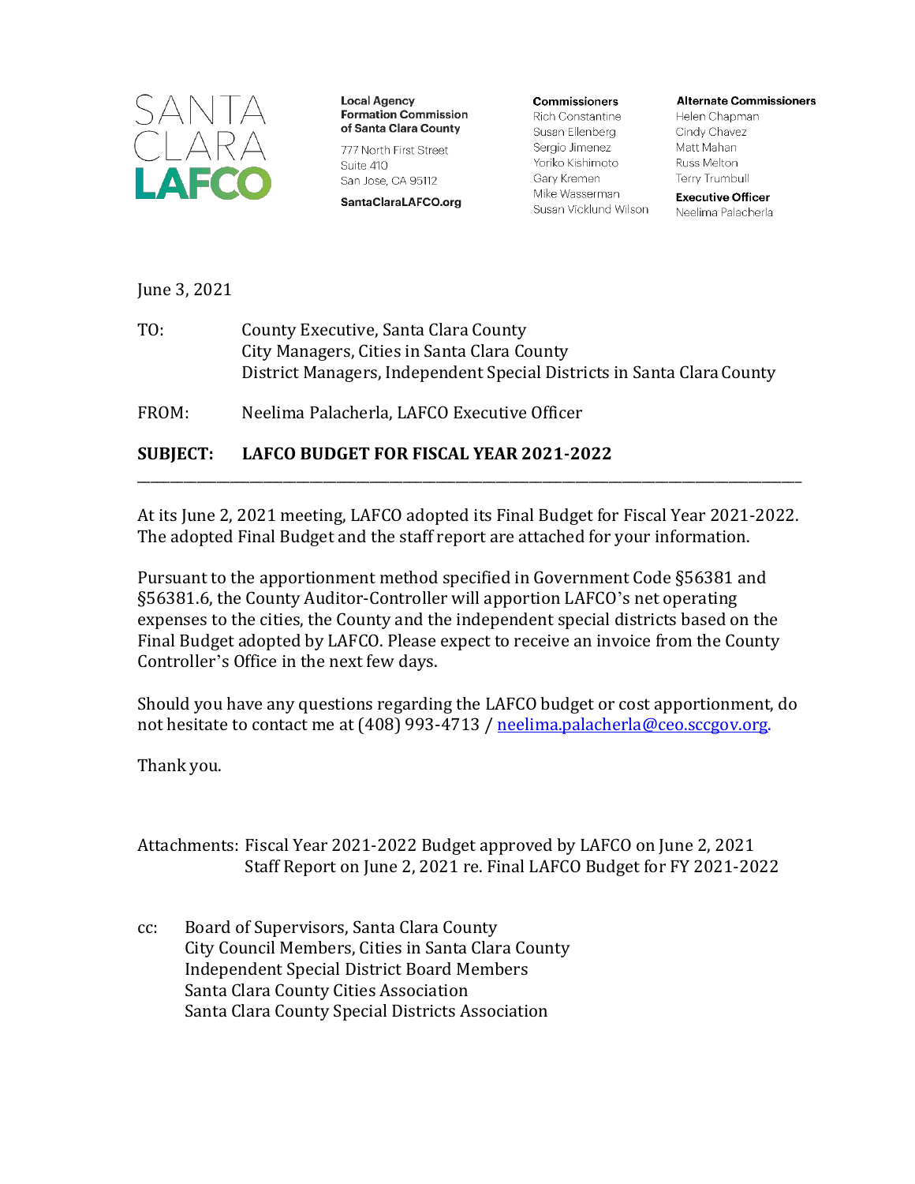SANTA CLARA LAFCO

**Local Agency Formation Commission of Santa Clara County**

777 North First Street
Suite 410
San Jose, CA 95112

**SantaClaraLAFCO.org**

**Commissioners**
Rich Constantine
Susan Ellenberg
Sergio Jimenez
Yoriko Kishimoto
Gary Kremen
Mike Wasserman
Susan Vicklund Wilson

**Alternate Commissioners**
Helen Chapman
Cindy Chavez
Matt Mahan
Russ Melton
Terry Trumbull

**Executive Officer**
Neelima Palacherla

June 3, 2021

TO: County Executive, Santa Clara County
City Managers, Cities in Santa Clara County
District Managers, Independent Special Districts in Santa Clara County

FROM: Neelima Palacherla, LAFCO Executive Officer

**SUBJECT: LAFCO BUDGET FOR FISCAL YEAR 2021-2022**

---

At its June 2, 2021 meeting, LAFCO adopted its Final Budget for Fiscal Year 2021-2022. The adopted Final Budget and the staff report are attached for your information.

Pursuant to the apportionment method specified in Government Code §56381 and §56381.6, the County Auditor-Controller will apportion LAFCO's net operating expenses to the cities, the County and the independent special districts based on the Final Budget adopted by LAFCO. Please expect to receive an invoice from the County Controller's Office in the next few days.

Should you have any questions regarding the LAFCO budget or cost apportionment, do not hesitate to contact me at (408) 993-4713 / neelima.palacherla@ceo.sccgov.org.

Thank you.

Attachments: Fiscal Year 2021-2022 Budget approved by LAFCO on June 2, 2021
Staff Report on June 2, 2021 re. Final LAFCO Budget for FY 2021-2022

cc: Board of Supervisors, Santa Clara County
City Council Members, Cities in Santa Clara County
Independent Special District Board Members
Santa Clara County Cities Association
Santa Clara County Special Districts Association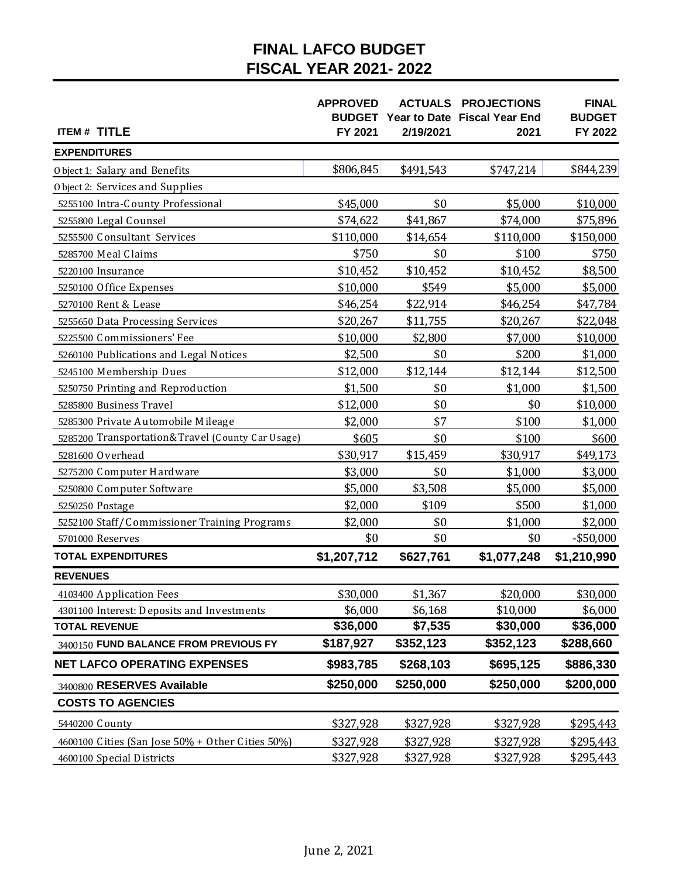# FINAL LAFCO BUDGET
# FISCAL YEAR 2021- 2022

| ITEM # TITLE | APPROVED BUDGET FY 2021 | ACTUALS Year to Date 2/19/2021 | PROJECTIONS Fiscal Year End 2021 | FINAL BUDGET FY 2022 |
|---|---|---|---|---|
| **EXPENDITURES** | | | | |
| Object 1: Salary and Benefits | $806,845 | $491,543 | $747,214 | $844,239 |
| Object 2: Services and Supplies | | | | |
| 5255100 Intra-County Professional | $45,000 | $0 | $5,000 | $10,000 |
| 5255800 Legal Counsel | $74,622 | $41,867 | $74,000 | $75,896 |
| 5255500 Consultant Services | $110,000 | $14,654 | $110,000 | $150,000 |
| 5285700 Meal Claims | $750 | $0 | $100 | $750 |
| 5220100 Insurance | $10,452 | $10,452 | $10,452 | $8,500 |
| 5250100 Office Expenses | $10,000 | $549 | $5,000 | $5,000 |
| 5270100 Rent & Lease | $46,254 | $22,914 | $46,254 | $47,784 |
| 5255650 Data Processing Services | $20,267 | $11,755 | $20,267 | $22,048 |
| 5225500 Commissioners' Fee | $10,000 | $2,800 | $7,000 | $10,000 |
| 5260100 Publications and Legal Notices | $2,500 | $0 | $200 | $1,000 |
| 5245100 Membership Dues | $12,000 | $12,144 | $12,144 | $12,500 |
| 5250750 Printing and Reproduction | $1,500 | $0 | $1,000 | $1,500 |
| 5285800 Business Travel | $12,000 | $0 | $0 | $10,000 |
| 5285300 Private Automobile Mileage | $2,000 | $7 | $100 | $1,000 |
| 5285200 Transportation&Travel (County Car Usage) | $605 | $0 | $100 | $600 |
| 5281600 Overhead | $30,917 | $15,459 | $30,917 | $49,173 |
| 5275200 Computer Hardware | $3,000 | $0 | $1,000 | $3,000 |
| 5250800 Computer Software | $5,000 | $3,508 | $5,000 | $5,000 |
| 5250250 Postage | $2,000 | $109 | $500 | $1,000 |
| 5252100 Staff/Commissioner Training Programs | $2,000 | $0 | $1,000 | $2,000 |
| 5701000 Reserves | $0 | $0 | $0 | -$50,000 |
| **TOTAL EXPENDITURES** | **$1,207,712** | **$627,761** | **$1,077,248** | **$1,210,990** |
| **REVENUES** | | | | |
| 4103400 Application Fees | $30,000 | $1,367 | $20,000 | $30,000 |
| 4301100 Interest: Deposits and Investments | $6,000 | $6,168 | $10,000 | $6,000 |
| **TOTAL REVENUE** | **$36,000** | **$7,535** | **$30,000** | **$36,000** |
| 3400150 **FUND BALANCE FROM PREVIOUS FY** | **$187,927** | **$352,123** | **$352,123** | **$288,660** |
| **NET LAFCO OPERATING EXPENSES** | **$983,785** | **$268,103** | **$695,125** | **$886,330** |
| 3400800 **RESERVES Available** | **$250,000** | **$250,000** | **$250,000** | **$200,000** |
| **COSTS TO AGENCIES** | | | | |
| 5440200 County | $327,928 | $327,928 | $327,928 | $295,443 |
| 4600100 Cities (San Jose 50% + Other Cities 50%) | $327,928 | $327,928 | $327,928 | $295,443 |
| 4600100 Special Districts | $327,928 | $327,928 | $327,928 | $295,443 |

June 2, 2021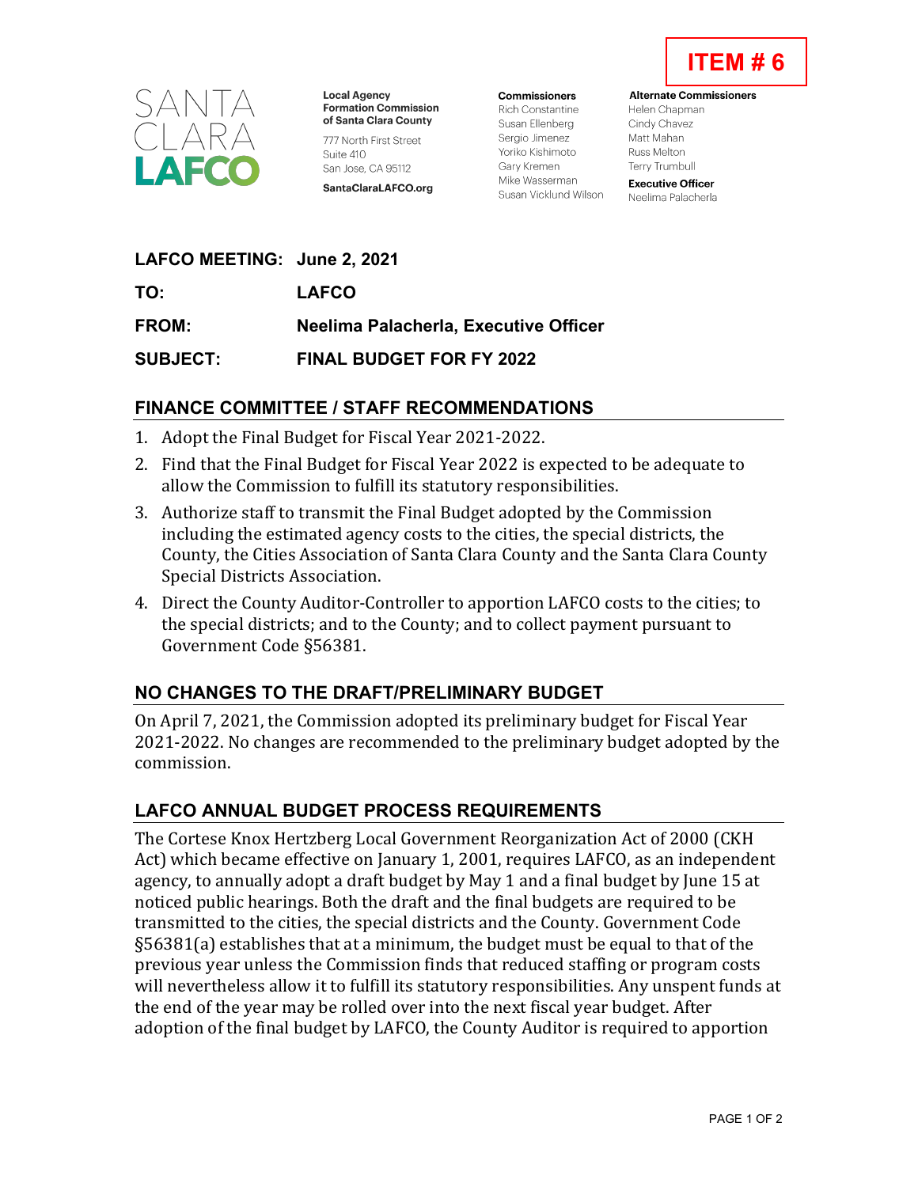**ITEM # 6**

SANTA CLARA LAFCO

**Local Agency Formation Commission of Santa Clara County**
777 North First Street
Suite 410
San Jose, CA 95112
**SantaClaraLAFCO.org**

**Commissioners**
Rich Constantine
Susan Ellenberg
Sergio Jimenez
Yoriko Kishimoto
Gary Kremen
Mike Wasserman
Susan Vicklund Wilson

**Alternate Commissioners**
Helen Chapman
Cindy Chavez
Matt Mahan
Russ Melton
Terry Trumbull

**Executive Officer**
Neelima Palacherla

**LAFCO MEETING:** **June 2, 2021**

**TO:** **LAFCO**

**FROM:** **Neelima Palacherla, Executive Officer**

**SUBJECT:** **FINAL BUDGET FOR FY 2022**

## FINANCE COMMITTEE / STAFF RECOMMENDATIONS

1. Adopt the Final Budget for Fiscal Year 2021-2022.
2. Find that the Final Budget for Fiscal Year 2022 is expected to be adequate to allow the Commission to fulfill its statutory responsibilities.
3. Authorize staff to transmit the Final Budget adopted by the Commission including the estimated agency costs to the cities, the special districts, the County, the Cities Association of Santa Clara County and the Santa Clara County Special Districts Association.
4. Direct the County Auditor-Controller to apportion LAFCO costs to the cities; to the special districts; and to the County; and to collect payment pursuant to Government Code §56381.

## NO CHANGES TO THE DRAFT/PRELIMINARY BUDGET

On April 7, 2021, the Commission adopted its preliminary budget for Fiscal Year 2021-2022. No changes are recommended to the preliminary budget adopted by the commission.

## LAFCO ANNUAL BUDGET PROCESS REQUIREMENTS

The Cortese Knox Hertzberg Local Government Reorganization Act of 2000 (CKH Act) which became effective on January 1, 2001, requires LAFCO, as an independent agency, to annually adopt a draft budget by May 1 and a final budget by June 15 at noticed public hearings. Both the draft and the final budgets are required to be transmitted to the cities, the special districts and the County. Government Code §56381(a) establishes that at a minimum, the budget must be equal to that of the previous year unless the Commission finds that reduced staffing or program costs will nevertheless allow it to fulfill its statutory responsibilities. Any unspent funds at the end of the year may be rolled over into the next fiscal year budget. After adoption of the final budget by LAFCO, the County Auditor is required to apportion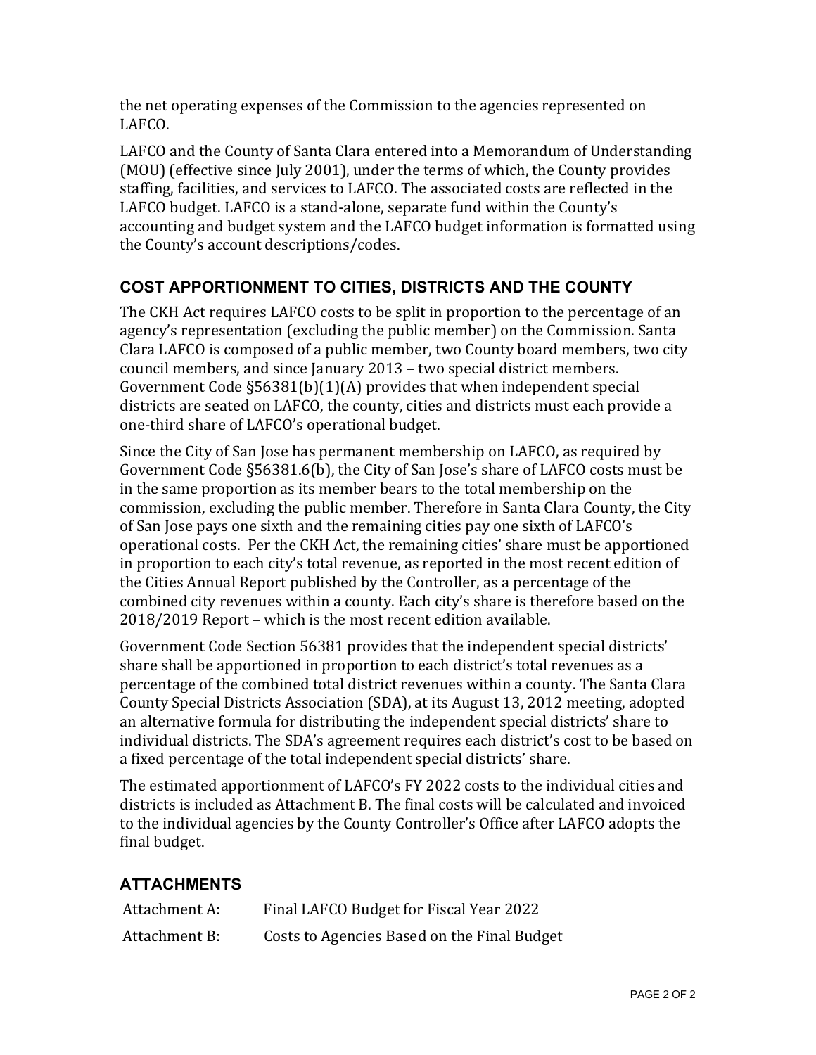the net operating expenses of the Commission to the agencies represented on LAFCO.

LAFCO and the County of Santa Clara entered into a Memorandum of Understanding (MOU) (effective since July 2001), under the terms of which, the County provides staffing, facilities, and services to LAFCO. The associated costs are reflected in the LAFCO budget. LAFCO is a stand-alone, separate fund within the County's accounting and budget system and the LAFCO budget information is formatted using the County's account descriptions/codes.

## COST APPORTIONMENT TO CITIES, DISTRICTS AND THE COUNTY

The CKH Act requires LAFCO costs to be split in proportion to the percentage of an agency's representation (excluding the public member) on the Commission. Santa Clara LAFCO is composed of a public member, two County board members, two city council members, and since January 2013 – two special district members. Government Code §56381(b)(1)(A) provides that when independent special districts are seated on LAFCO, the county, cities and districts must each provide a one-third share of LAFCO's operational budget.

Since the City of San Jose has permanent membership on LAFCO, as required by Government Code §56381.6(b), the City of San Jose's share of LAFCO costs must be in the same proportion as its member bears to the total membership on the commission, excluding the public member. Therefore in Santa Clara County, the City of San Jose pays one sixth and the remaining cities pay one sixth of LAFCO's operational costs. Per the CKH Act, the remaining cities' share must be apportioned in proportion to each city's total revenue, as reported in the most recent edition of the Cities Annual Report published by the Controller, as a percentage of the combined city revenues within a county. Each city's share is therefore based on the 2018/2019 Report – which is the most recent edition available.

Government Code Section 56381 provides that the independent special districts' share shall be apportioned in proportion to each district's total revenues as a percentage of the combined total district revenues within a county. The Santa Clara County Special Districts Association (SDA), at its August 13, 2012 meeting, adopted an alternative formula for distributing the independent special districts' share to individual districts. The SDA's agreement requires each district's cost to be based on a fixed percentage of the total independent special districts' share.

The estimated apportionment of LAFCO's FY 2022 costs to the individual cities and districts is included as Attachment B. The final costs will be calculated and invoiced to the individual agencies by the County Controller's Office after LAFCO adopts the final budget.

## ATTACHMENTS

| | |
|---|---|
| Attachment A: | Final LAFCO Budget for Fiscal Year 2022 |
| Attachment B: | Costs to Agencies Based on the Final Budget |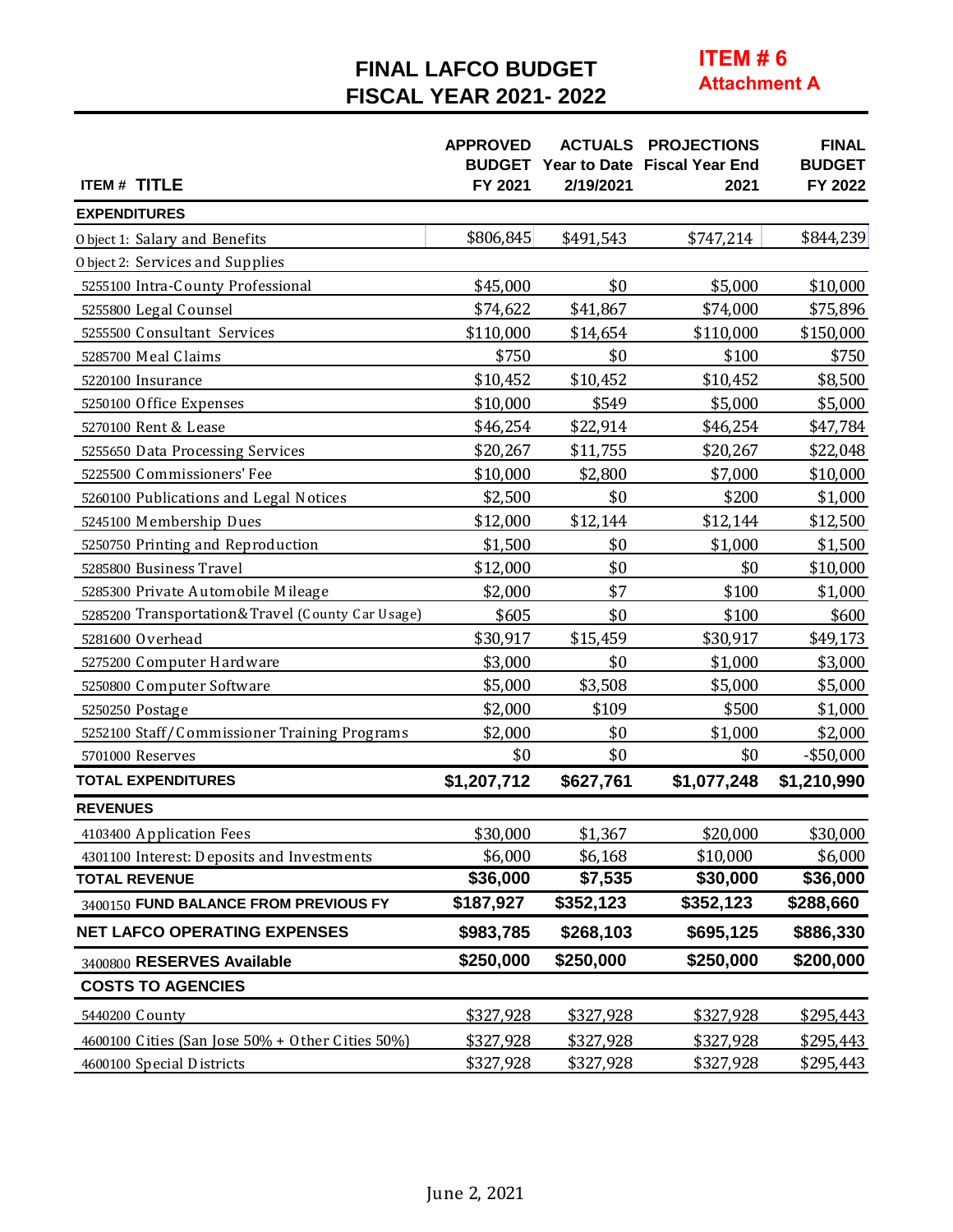# FINAL LAFCO BUDGET
# FISCAL YEAR 2021- 2022

**ITEM # 6**
**Attachment A**

| ITEM # TITLE | APPROVED BUDGET FY 2021 | ACTUALS Year to Date 2/19/2021 | PROJECTIONS Fiscal Year End 2021 | FINAL BUDGET FY 2022 |
|---|---|---|---|---|
| **EXPENDITURES** | | | | |
| Object 1: Salary and Benefits | $806,845 | $491,543 | $747,214 | $844,239 |
| Object 2: Services and Supplies | | | | |
| 5255100 Intra-County Professional | $45,000 | $0 | $5,000 | $10,000 |
| 5255800 Legal Counsel | $74,622 | $41,867 | $74,000 | $75,896 |
| 5255500 Consultant Services | $110,000 | $14,654 | $110,000 | $150,000 |
| 5285700 Meal Claims | $750 | $0 | $100 | $750 |
| 5220100 Insurance | $10,452 | $10,452 | $10,452 | $8,500 |
| 5250100 Office Expenses | $10,000 | $549 | $5,000 | $5,000 |
| 5270100 Rent & Lease | $46,254 | $22,914 | $46,254 | $47,784 |
| 5255650 Data Processing Services | $20,267 | $11,755 | $20,267 | $22,048 |
| 5225500 Commissioners' Fee | $10,000 | $2,800 | $7,000 | $10,000 |
| 5260100 Publications and Legal Notices | $2,500 | $0 | $200 | $1,000 |
| 5245100 Membership Dues | $12,000 | $12,144 | $12,144 | $12,500 |
| 5250750 Printing and Reproduction | $1,500 | $0 | $1,000 | $1,500 |
| 5285800 Business Travel | $12,000 | $0 | $0 | $10,000 |
| 5285300 Private Automobile Mileage | $2,000 | $7 | $100 | $1,000 |
| 5285200 Transportation&Travel (County Car Usage) | $605 | $0 | $100 | $600 |
| 5281600 Overhead | $30,917 | $15,459 | $30,917 | $49,173 |
| 5275200 Computer Hardware | $3,000 | $0 | $1,000 | $3,000 |
| 5250800 Computer Software | $5,000 | $3,508 | $5,000 | $5,000 |
| 5250250 Postage | $2,000 | $109 | $500 | $1,000 |
| 5252100 Staff/Commissioner Training Programs | $2,000 | $0 | $1,000 | $2,000 |
| 5701000 Reserves | $0 | $0 | $0 | -$50,000 |
| **TOTAL EXPENDITURES** | **$1,207,712** | **$627,761** | **$1,077,248** | **$1,210,990** |
| **REVENUES** | | | | |
| 4103400 Application Fees | $30,000 | $1,367 | $20,000 | $30,000 |
| 4301100 Interest: Deposits and Investments | $6,000 | $6,168 | $10,000 | $6,000 |
| **TOTAL REVENUE** | **$36,000** | **$7,535** | **$30,000** | **$36,000** |
| 3400150 **FUND BALANCE FROM PREVIOUS FY** | **$187,927** | **$352,123** | **$352,123** | **$288,660** |
| **NET LAFCO OPERATING EXPENSES** | **$983,785** | **$268,103** | **$695,125** | **$886,330** |
| 3400800 **RESERVES Available** | **$250,000** | **$250,000** | **$250,000** | **$200,000** |
| **COSTS TO AGENCIES** | | | | |
| 5440200 County | $327,928 | $327,928 | $327,928 | $295,443 |
| 4600100 Cities (San Jose 50% + Other Cities 50%) | $327,928 | $327,928 | $327,928 | $295,443 |
| 4600100 Special Districts | $327,928 | $327,928 | $327,928 | $295,443 |

June 2, 2021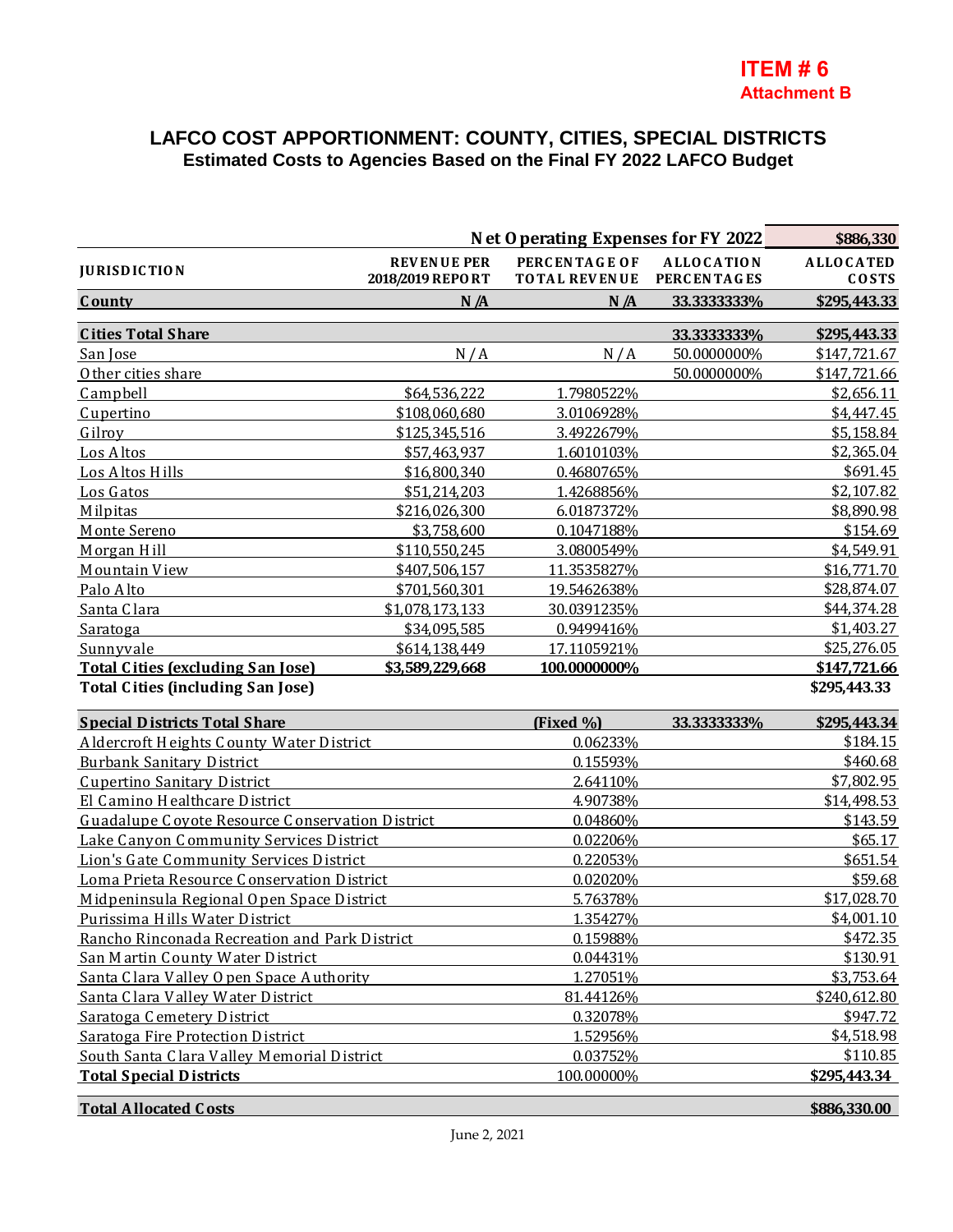**ITEM # 6**
**Attachment B**

## LAFCO COST APPORTIONMENT: COUNTY, CITIES, SPECIAL DISTRICTS

### Estimated Costs to Agencies Based on the Final FY 2022 LAFCO Budget

| | | | Net Operating Expenses for FY 2022 | $886,330 |
|---|---|---|---|---|
| **JURISDICTION** | **REVENUE PER 2018/2019 REPORT** | **PERCENTAGE OF TOTAL REVENUE** | **ALLOCATION PERCENTAGES** | **ALLOCATED COSTS** |
| **County** | **N/A** | **N/A** | **33.3333333%** | **$295,443.33** |
| **Cities Total Share** | | | **33.3333333%** | **$295,443.33** |
| San Jose | N/A | N/A | 50.0000000% | $147,721.67 |
| Other cities share | | | 50.0000000% | $147,721.66 |
| Campbell | $64,536,222 | 1.7980522% | | $2,656.11 |
| Cupertino | $108,060,680 | 3.0106928% | | $4,447.45 |
| Gilroy | $125,345,516 | 3.4922679% | | $5,158.84 |
| Los Altos | $57,463,937 | 1.6010103% | | $2,365.04 |
| Los Altos Hills | $16,800,340 | 0.4680765% | | $691.45 |
| Los Gatos | $51,214,203 | 1.4268856% | | $2,107.82 |
| Milpitas | $216,026,300 | 6.0187372% | | $8,890.98 |
| Monte Sereno | $3,758,600 | 0.1047188% | | $154.69 |
| Morgan Hill | $110,550,245 | 3.0800549% | | $4,549.91 |
| Mountain View | $407,506,157 | 11.3535827% | | $16,771.70 |
| Palo Alto | $701,560,301 | 19.5462638% | | $28,874.07 |
| Santa Clara | $1,078,173,133 | 30.0391235% | | $44,374.28 |
| Saratoga | $34,095,585 | 0.9499416% | | $1,403.27 |
| Sunnyvale | $614,138,449 | 17.1105921% | | $25,276.05 |
| **Total Cities (excluding San Jose)** | **$3,589,229,668** | **100.0000000%** | | **$147,721.66** |
| **Total Cities (including San Jose)** | | | | **$295,443.33** |
| **Special Districts Total Share** | | **(Fixed %)** | **33.3333333%** | **$295,443.34** |
| Aldercroft Heights County Water District | | 0.06233% | | $184.15 |
| Burbank Sanitary District | | 0.15593% | | $460.68 |
| Cupertino Sanitary District | | 2.64110% | | $7,802.95 |
| El Camino Healthcare District | | 4.90738% | | $14,498.53 |
| Guadalupe Coyote Resource Conservation District | | 0.04860% | | $143.59 |
| Lake Canyon Community Services District | | 0.02206% | | $65.17 |
| Lion's Gate Community Services District | | 0.22053% | | $651.54 |
| Loma Prieta Resource Conservation District | | 0.02020% | | $59.68 |
| Midpeninsula Regional Open Space District | | 5.76378% | | $17,028.70 |
| Purissima Hills Water District | | 1.35427% | | $4,001.10 |
| Rancho Rinconada Recreation and Park District | | 0.15988% | | $472.35 |
| San Martin County Water District | | 0.04431% | | $130.91 |
| Santa Clara Valley Open Space Authority | | 1.27051% | | $3,753.64 |
| Santa Clara Valley Water District | | 81.44126% | | $240,612.80 |
| Saratoga Cemetery District | | 0.32078% | | $947.72 |
| Saratoga Fire Protection District | | 1.52956% | | $4,518.98 |
| South Santa Clara Valley Memorial District | | 0.03752% | | $110.85 |
| **Total Special Districts** | | 100.00000% | | **$295,443.34** |
| **Total Allocated Costs** | | | | **$886,330.00** |

June 2, 2021